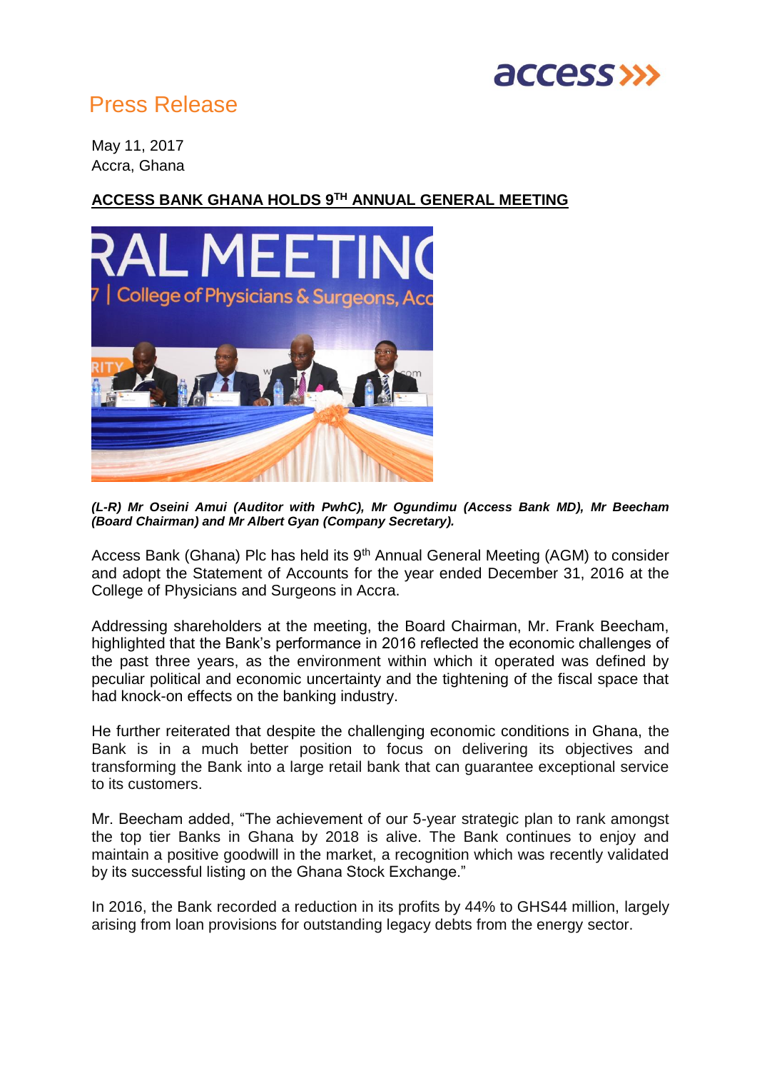Press Release

May 11, 2017
Accra, Ghana

## ACCESS BANK GHANA HOLDS 9[TH] ANNUAL GENERAL MEETING

***(L-R) Mr Oseini Amui (Auditor with PwhC), Mr Ogundimu (Access Bank MD), Mr Beecham (Board Chairman) and Mr Albert Gyan (Company Secretary).***

Access Bank (Ghana) Plc has held its 9[th] Annual General Meeting (AGM) to consider and adopt the Statement of Accounts for the year ended December 31, 2016 at the College of Physicians and Surgeons in Accra.

Addressing shareholders at the meeting, the Board Chairman, Mr. Frank Beecham, highlighted that the Bank's performance in 2016 reflected the economic challenges of the past three years, as the environment within which it operated was defined by peculiar political and economic uncertainty and the tightening of the fiscal space that had knock-on effects on the banking industry.

He further reiterated that despite the challenging economic conditions in Ghana, the Bank is in a much better position to focus on delivering its objectives and transforming the Bank into a large retail bank that can guarantee exceptional service to its customers.

Mr. Beecham added, "The achievement of our 5-year strategic plan to rank amongst the top tier Banks in Ghana by 2018 is alive. The Bank continues to enjoy and maintain a positive goodwill in the market, a recognition which was recently validated by its successful listing on the Ghana Stock Exchange."

In 2016, the Bank recorded a reduction in its profits by 44% to GHS44 million, largely arising from loan provisions for outstanding legacy debts from the energy sector.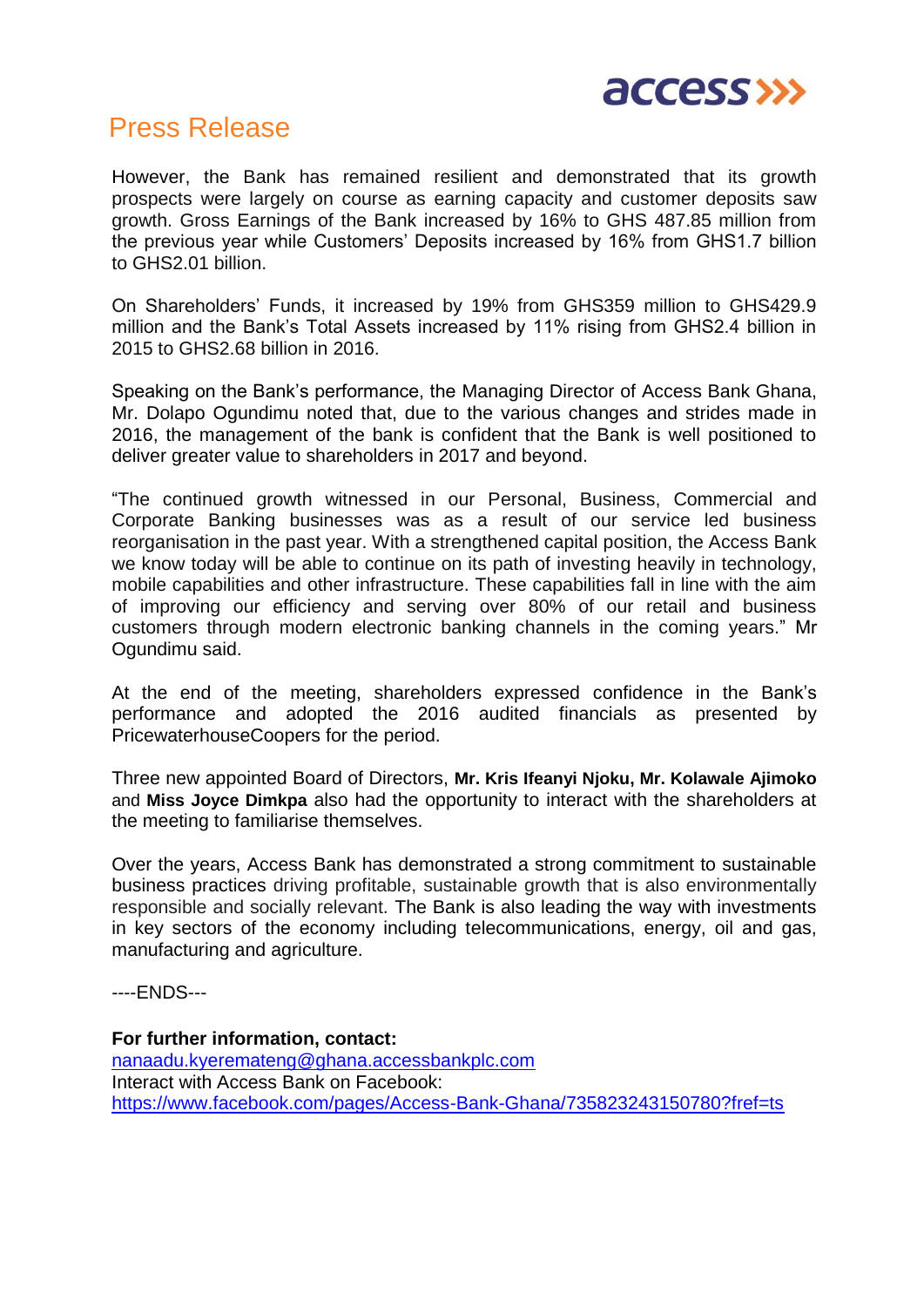# Press Release

However, the Bank has remained resilient and demonstrated that its growth prospects were largely on course as earning capacity and customer deposits saw growth. Gross Earnings of the Bank increased by 16% to GHS 487.85 million from the previous year while Customers' Deposits increased by 16% from GHS1.7 billion to GHS2.01 billion.

On Shareholders' Funds, it increased by 19% from GHS359 million to GHS429.9 million and the Bank's Total Assets increased by 11% rising from GHS2.4 billion in 2015 to GHS2.68 billion in 2016.

Speaking on the Bank's performance, the Managing Director of Access Bank Ghana, Mr. Dolapo Ogundimu noted that, due to the various changes and strides made in 2016, the management of the bank is confident that the Bank is well positioned to deliver greater value to shareholders in 2017 and beyond.

"The continued growth witnessed in our Personal, Business, Commercial and Corporate Banking businesses was as a result of our service led business reorganisation in the past year. With a strengthened capital position, the Access Bank we know today will be able to continue on its path of investing heavily in technology, mobile capabilities and other infrastructure. These capabilities fall in line with the aim of improving our efficiency and serving over 80% of our retail and business customers through modern electronic banking channels in the coming years." Mr Ogundimu said.

At the end of the meeting, shareholders expressed confidence in the Bank's performance and adopted the 2016 audited financials as presented by PricewaterhouseCoopers for the period.

Three new appointed Board of Directors, **Mr. Kris Ifeanyi Njoku, Mr. Kolawale Ajimoko** and **Miss Joyce Dimkpa** also had the opportunity to interact with the shareholders at the meeting to familiarise themselves.

Over the years, Access Bank has demonstrated a strong commitment to sustainable business practices driving profitable, sustainable growth that is also environmentally responsible and socially relevant. The Bank is also leading the way with investments in key sectors of the economy including telecommunications, energy, oil and gas, manufacturing and agriculture.

----ENDS---

**For further information, contact:**
nanaadu.kyeremateng@ghana.accessbankplc.com
Interact with Access Bank on Facebook:
https://www.facebook.com/pages/Access-Bank-Ghana/735823243150780?fref=ts